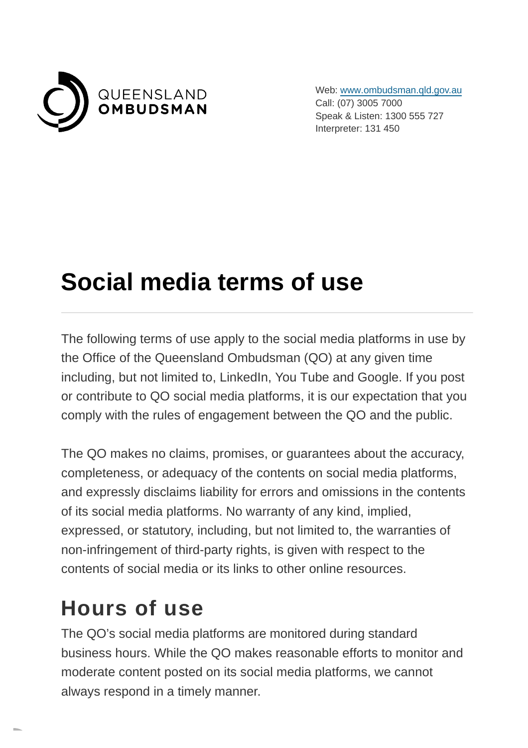QUEENSLAND OMBUDSMAN

Web: [www.ombudsman.qld.gov.au](http://www.ombudsman.qld.gov.au)
Call: (07) 3005 7000
Speak & Listen: 1300 555 727
Interpreter: 131 450

# Social media terms of use

The following terms of use apply to the social media platforms in use by the Office of the Queensland Ombudsman (QO) at any given time including, but not limited to, LinkedIn, You Tube and Google. If you post or contribute to QO social media platforms, it is our expectation that you comply with the rules of engagement between the QO and the public.

The QO makes no claims, promises, or guarantees about the accuracy, completeness, or adequacy of the contents on social media platforms, and expressly disclaims liability for errors and omissions in the contents of its social media platforms. No warranty of any kind, implied, expressed, or statutory, including, but not limited to, the warranties of non-infringement of third-party rights, is given with respect to the contents of social media or its links to other online resources.

## Hours of use

The QO's social media platforms are monitored during standard business hours. While the QO makes reasonable efforts to monitor and moderate content posted on its social media platforms, we cannot always respond in a timely manner.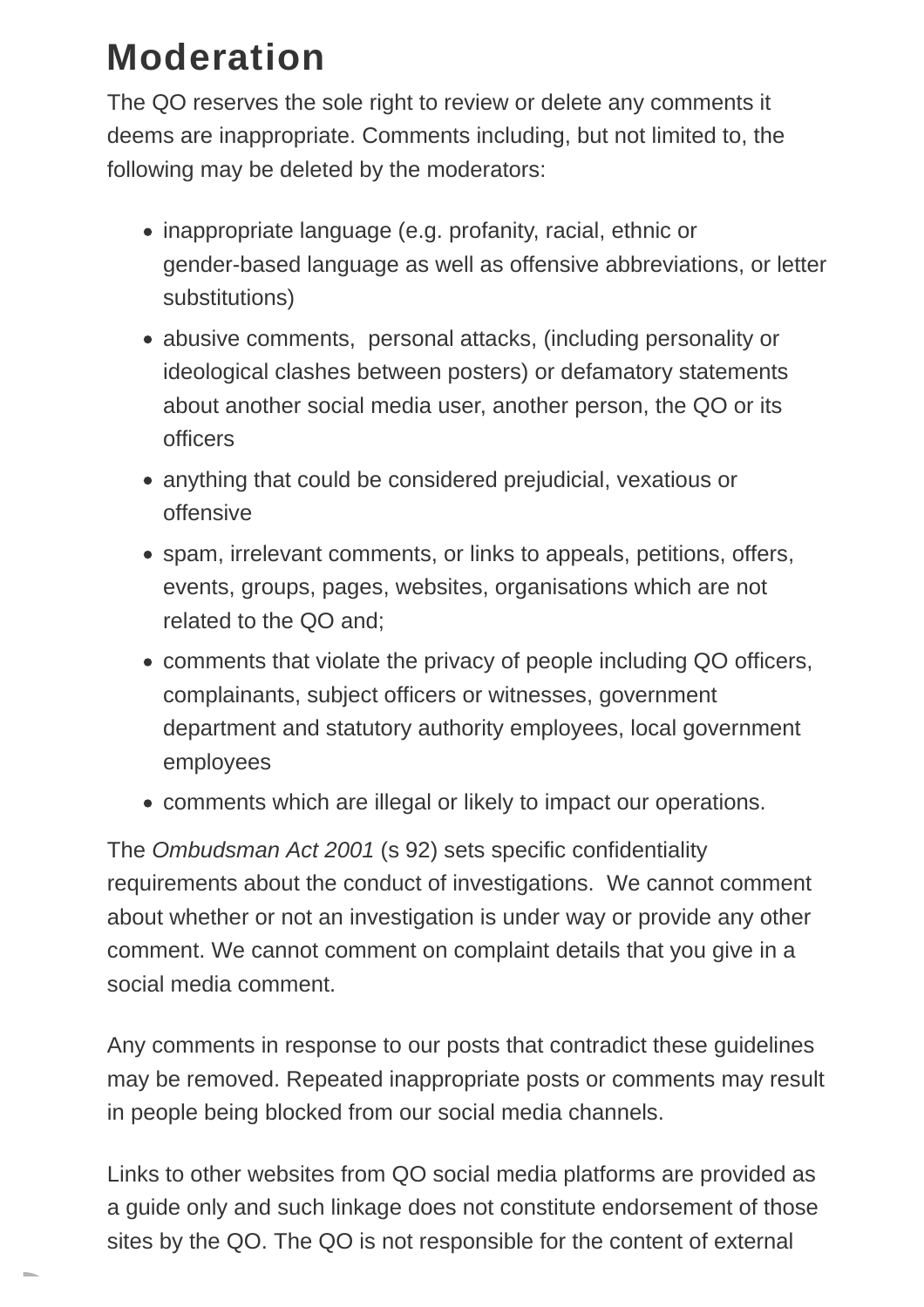## Moderation

The QO reserves the sole right to review or delete any comments it deems are inappropriate. Comments including, but not limited to, the following may be deleted by the moderators:

- inappropriate language (e.g. profanity, racial, ethnic or gender-based language as well as offensive abbreviations, or letter substitutions)
- abusive comments, personal attacks, (including personality or ideological clashes between posters) or defamatory statements about another social media user, another person, the QO or its officers
- anything that could be considered prejudicial, vexatious or offensive
- spam, irrelevant comments, or links to appeals, petitions, offers, events, groups, pages, websites, organisations which are not related to the QO and;
- comments that violate the privacy of people including QO officers, complainants, subject officers or witnesses, government department and statutory authority employees, local government employees
- comments which are illegal or likely to impact our operations.

The *Ombudsman Act 2001* (s 92) sets specific confidentiality requirements about the conduct of investigations. We cannot comment about whether or not an investigation is under way or provide any other comment. We cannot comment on complaint details that you give in a social media comment.

Any comments in response to our posts that contradict these guidelines may be removed. Repeated inappropriate posts or comments may result in people being blocked from our social media channels.

Links to other websites from QO social media platforms are provided as a guide only and such linkage does not constitute endorsement of those sites by the QO. The QO is not responsible for the content of external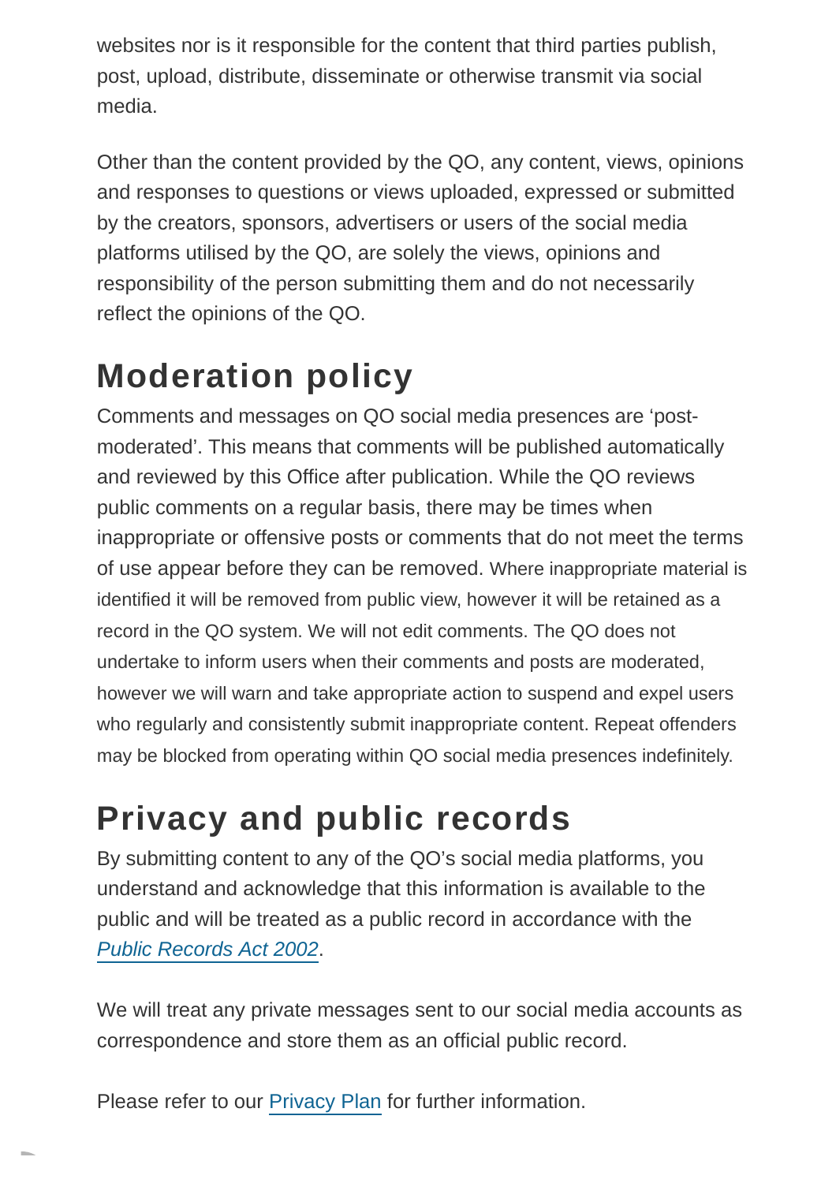websites nor is it responsible for the content that third parties publish, post, upload, distribute, disseminate or otherwise transmit via social media.

Other than the content provided by the QO, any content, views, opinions and responses to questions or views uploaded, expressed or submitted by the creators, sponsors, advertisers or users of the social media platforms utilised by the QO, are solely the views, opinions and responsibility of the person submitting them and do not necessarily reflect the opinions of the QO.

## Moderation policy

Comments and messages on QO social media presences are 'post-moderated'. This means that comments will be published automatically and reviewed by this Office after publication. While the QO reviews public comments on a regular basis, there may be times when inappropriate or offensive posts or comments that do not meet the terms of use appear before they can be removed. Where inappropriate material is identified it will be removed from public view, however it will be retained as a record in the QO system. We will not edit comments. The QO does not undertake to inform users when their comments and posts are moderated, however we will warn and take appropriate action to suspend and expel users who regularly and consistently submit inappropriate content. Repeat offenders may be blocked from operating within QO social media presences indefinitely.

## Privacy and public records

By submitting content to any of the QO's social media platforms, you understand and acknowledge that this information is available to the public and will be treated as a public record in accordance with the *Public Records Act 2002*.

We will treat any private messages sent to our social media accounts as correspondence and store them as an official public record.

Please refer to our Privacy Plan for further information.